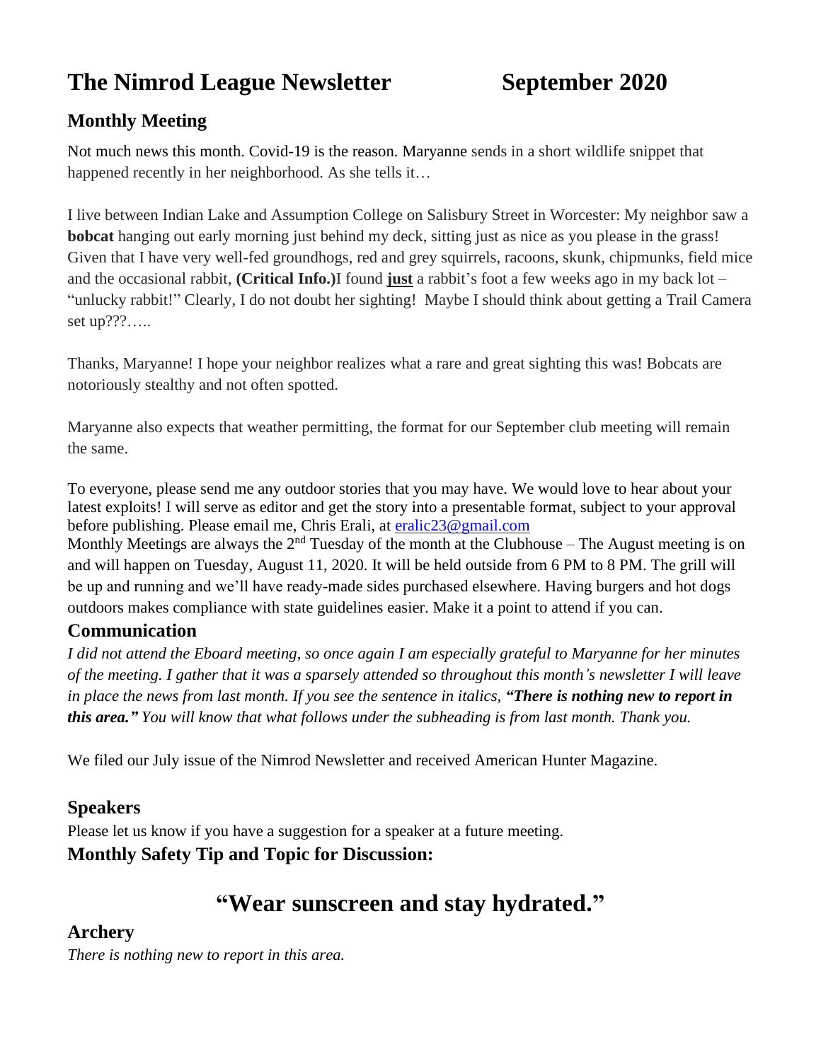# The Nimrod League Newsletter September 2020

## Monthly Meeting

Not much news this month. Covid-19 is the reason. Maryanne sends in a short wildlife snippet that happened recently in her neighborhood. As she tells it…

I live between Indian Lake and Assumption College on Salisbury Street in Worcester: My neighbor saw a **bobcat** hanging out early morning just behind my deck, sitting just as nice as you please in the grass! Given that I have very well-fed groundhogs, red and grey squirrels, racoons, skunk, chipmunks, field mice and the occasional rabbit, **(Critical Info.)**I found **just** a rabbit's foot a few weeks ago in my back lot – "unlucky rabbit!" Clearly, I do not doubt her sighting! Maybe I should think about getting a Trail Camera set up???…..

Thanks, Maryanne! I hope your neighbor realizes what a rare and great sighting this was! Bobcats are notoriously stealthy and not often spotted.

Maryanne also expects that weather permitting, the format for our September club meeting will remain the same.

To everyone, please send me any outdoor stories that you may have. We would love to hear about your latest exploits! I will serve as editor and get the story into a presentable format, subject to your approval before publishing. Please email me, Chris Erali, at eralic23@gmail.com

Monthly Meetings are always the 2nd Tuesday of the month at the Clubhouse – The August meeting is on and will happen on Tuesday, August 11, 2020. It will be held outside from 6 PM to 8 PM. The grill will be up and running and we'll have ready-made sides purchased elsewhere. Having burgers and hot dogs outdoors makes compliance with state guidelines easier. Make it a point to attend if you can.

## Communication

*I did not attend the Eboard meeting, so once again I am especially grateful to Maryanne for her minutes of the meeting. I gather that it was a sparsely attended so throughout this month's newsletter I will leave in place the news from last month. If you see the sentence in italics, **"There is nothing new to report in this area."** You will know that what follows under the subheading is from last month. Thank you.*

We filed our July issue of the Nimrod Newsletter and received American Hunter Magazine.

## Speakers

Please let us know if you have a suggestion for a speaker at a future meeting.

## Monthly Safety Tip and Topic for Discussion:

# "Wear sunscreen and stay hydrated."

## Archery

*There is nothing new to report in this area.*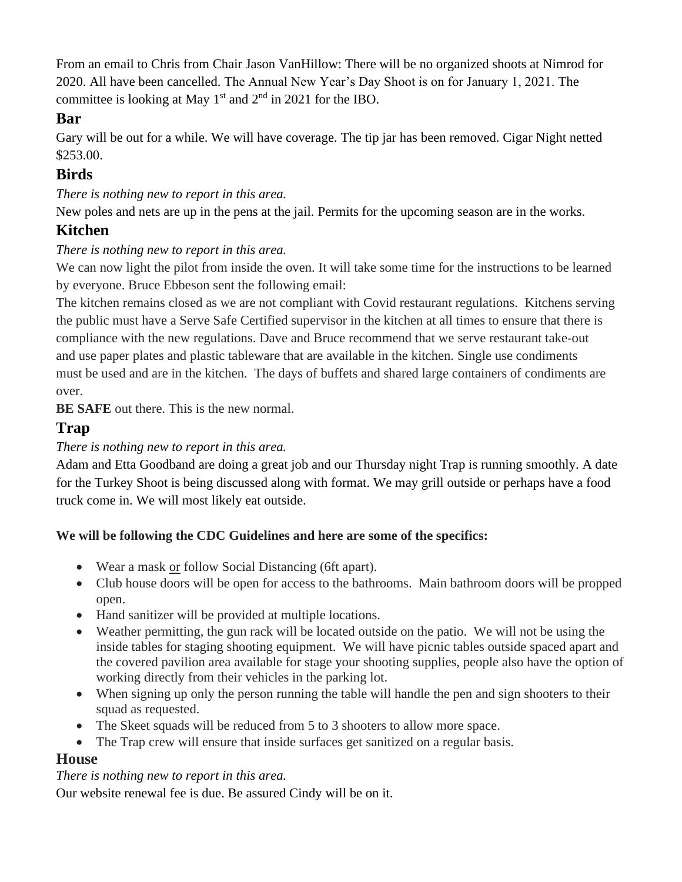From an email to Chris from Chair Jason VanHillow: There will be no organized shoots at Nimrod for 2020. All have been cancelled. The Annual New Year's Day Shoot is on for January 1, 2021. The committee is looking at May 1st and 2nd in 2021 for the IBO.

## Bar

Gary will be out for a while. We will have coverage. The tip jar has been removed. Cigar Night netted $253.00.

## Birds

*There is nothing new to report in this area.*

New poles and nets are up in the pens at the jail. Permits for the upcoming season are in the works.

## Kitchen

*There is nothing new to report in this area.*

We can now light the pilot from inside the oven. It will take some time for the instructions to be learned by everyone. Bruce Ebbeson sent the following email:

The kitchen remains closed as we are not compliant with Covid restaurant regulations. Kitchens serving the public must have a Serve Safe Certified supervisor in the kitchen at all times to ensure that there is compliance with the new regulations. Dave and Bruce recommend that we serve restaurant take-out and use paper plates and plastic tableware that are available in the kitchen. Single use condiments must be used and are in the kitchen. The days of buffets and shared large containers of condiments are over.

**BE SAFE** out there. This is the new normal.

## Trap

*There is nothing new to report in this area.*

Adam and Etta Goodband are doing a great job and our Thursday night Trap is running smoothly. A date for the Turkey Shoot is being discussed along with format. We may grill outside or perhaps have a food truck come in. We will most likely eat outside.

**We will be following the CDC Guidelines and here are some of the specifics:**

- Wear a mask or follow Social Distancing (6ft apart).
- Club house doors will be open for access to the bathrooms. Main bathroom doors will be propped open.
- Hand sanitizer will be provided at multiple locations.
- Weather permitting, the gun rack will be located outside on the patio. We will not be using the inside tables for staging shooting equipment. We will have picnic tables outside spaced apart and the covered pavilion area available for stage your shooting supplies, people also have the option of working directly from their vehicles in the parking lot.
- When signing up only the person running the table will handle the pen and sign shooters to their squad as requested.
- The Skeet squads will be reduced from 5 to 3 shooters to allow more space.
- The Trap crew will ensure that inside surfaces get sanitized on a regular basis.

## House

*There is nothing new to report in this area.*

Our website renewal fee is due. Be assured Cindy will be on it.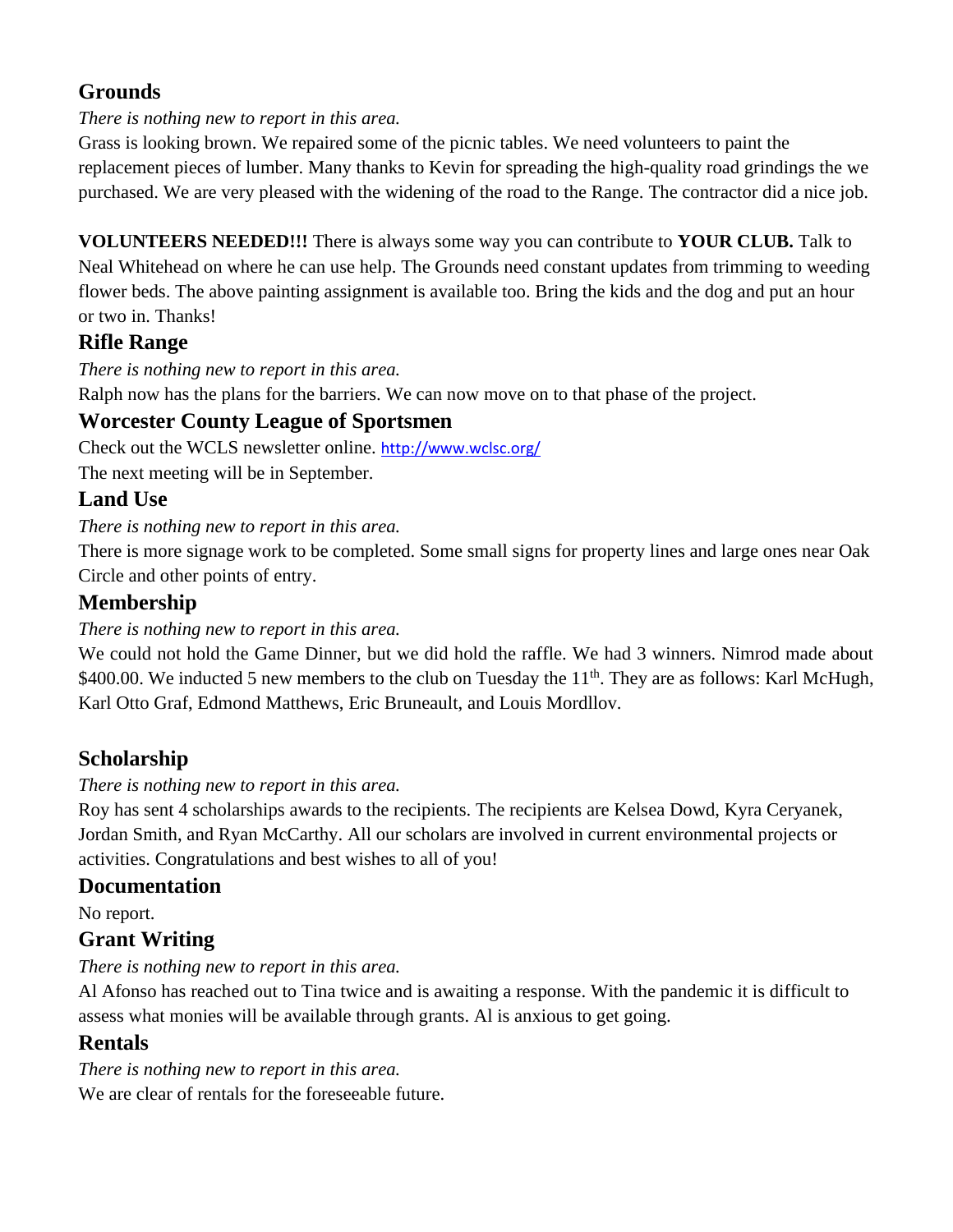## Grounds

*There is nothing new to report in this area.*

Grass is looking brown. We repaired some of the picnic tables. We need volunteers to paint the replacement pieces of lumber. Many thanks to Kevin for spreading the high-quality road grindings the we purchased. We are very pleased with the widening of the road to the Range. The contractor did a nice job.

**VOLUNTEERS NEEDED!!!** There is always some way you can contribute to **YOUR CLUB.** Talk to Neal Whitehead on where he can use help. The Grounds need constant updates from trimming to weeding flower beds. The above painting assignment is available too. Bring the kids and the dog and put an hour or two in. Thanks!

## Rifle Range

*There is nothing new to report in this area.*

Ralph now has the plans for the barriers. We can now move on to that phase of the project.

## Worcester County League of Sportsmen

Check out the WCLS newsletter online. http://www.wclsc.org/

The next meeting will be in September.

## Land Use

*There is nothing new to report in this area.*

There is more signage work to be completed. Some small signs for property lines and large ones near Oak Circle and other points of entry.

## Membership

*There is nothing new to report in this area.*

We could not hold the Game Dinner, but we did hold the raffle. We had 3 winners. Nimrod made about $400.00. We inducted 5 new members to the club on Tuesday the 11th. They are as follows: Karl McHugh, Karl Otto Graf, Edmond Matthews, Eric Bruneault, and Louis Mordllov.

## Scholarship

*There is nothing new to report in this area.*

Roy has sent 4 scholarships awards to the recipients. The recipients are Kelsea Dowd, Kyra Ceryanek, Jordan Smith, and Ryan McCarthy. All our scholars are involved in current environmental projects or activities. Congratulations and best wishes to all of you!

## Documentation

No report.

## Grant Writing

*There is nothing new to report in this area.*

Al Afonso has reached out to Tina twice and is awaiting a response. With the pandemic it is difficult to assess what monies will be available through grants. Al is anxious to get going.

## Rentals

*There is nothing new to report in this area.*

We are clear of rentals for the foreseeable future.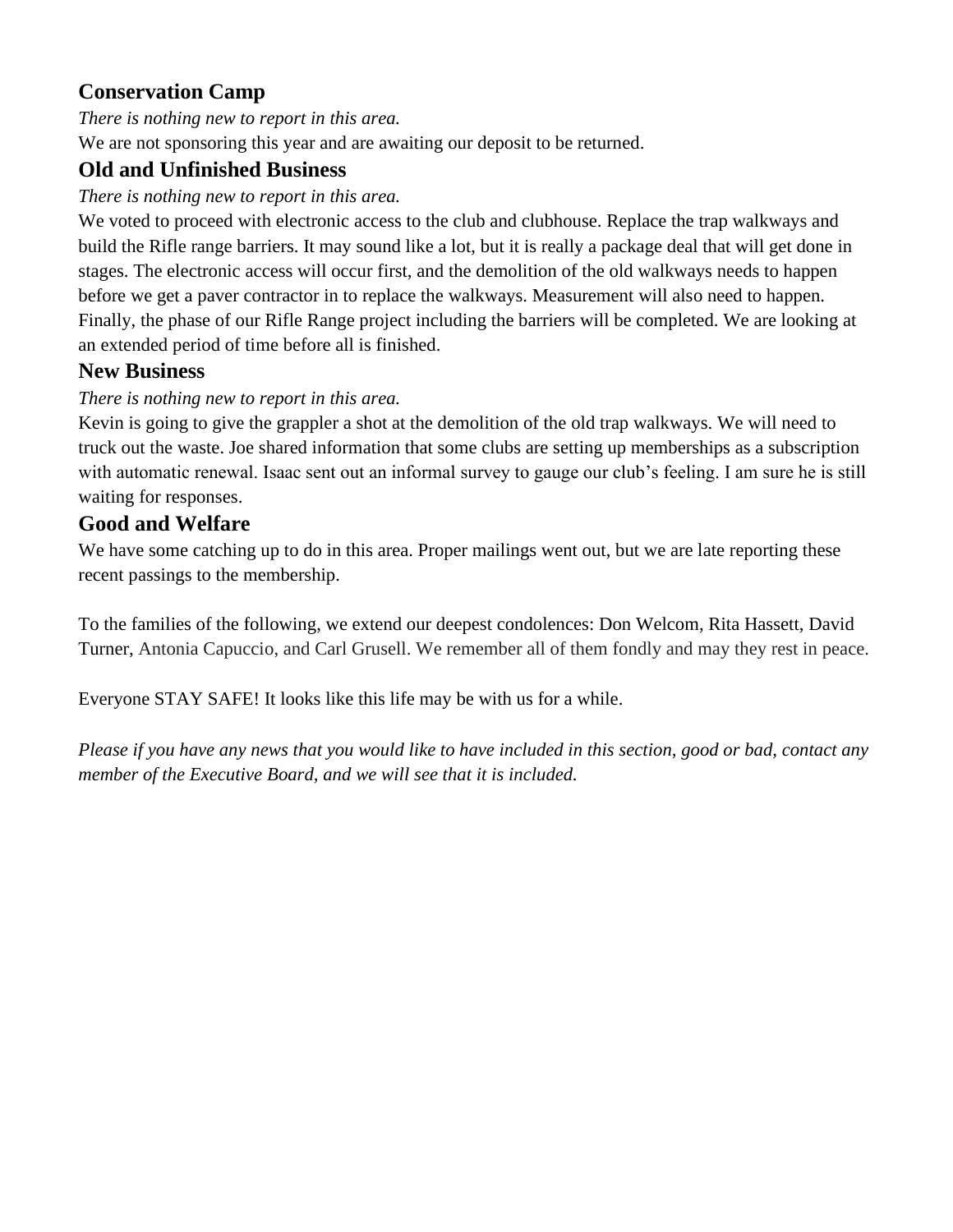## Conservation Camp

*There is nothing new to report in this area.*

We are not sponsoring this year and are awaiting our deposit to be returned.

## Old and Unfinished Business

*There is nothing new to report in this area.*

We voted to proceed with electronic access to the club and clubhouse. Replace the trap walkways and build the Rifle range barriers. It may sound like a lot, but it is really a package deal that will get done in stages. The electronic access will occur first, and the demolition of the old walkways needs to happen before we get a paver contractor in to replace the walkways. Measurement will also need to happen. Finally, the phase of our Rifle Range project including the barriers will be completed. We are looking at an extended period of time before all is finished.

## New Business

*There is nothing new to report in this area.*

Kevin is going to give the grappler a shot at the demolition of the old trap walkways. We will need to truck out the waste. Joe shared information that some clubs are setting up memberships as a subscription with automatic renewal. Isaac sent out an informal survey to gauge our club's feeling. I am sure he is still waiting for responses.

## Good and Welfare

We have some catching up to do in this area. Proper mailings went out, but we are late reporting these recent passings to the membership.

To the families of the following, we extend our deepest condolences: Don Welcom, Rita Hassett, David Turner, Antonia Capuccio, and Carl Grusell. We remember all of them fondly and may they rest in peace.

Everyone STAY SAFE! It looks like this life may be with us for a while.

*Please if you have any news that you would like to have included in this section, good or bad, contact any member of the Executive Board, and we will see that it is included.*